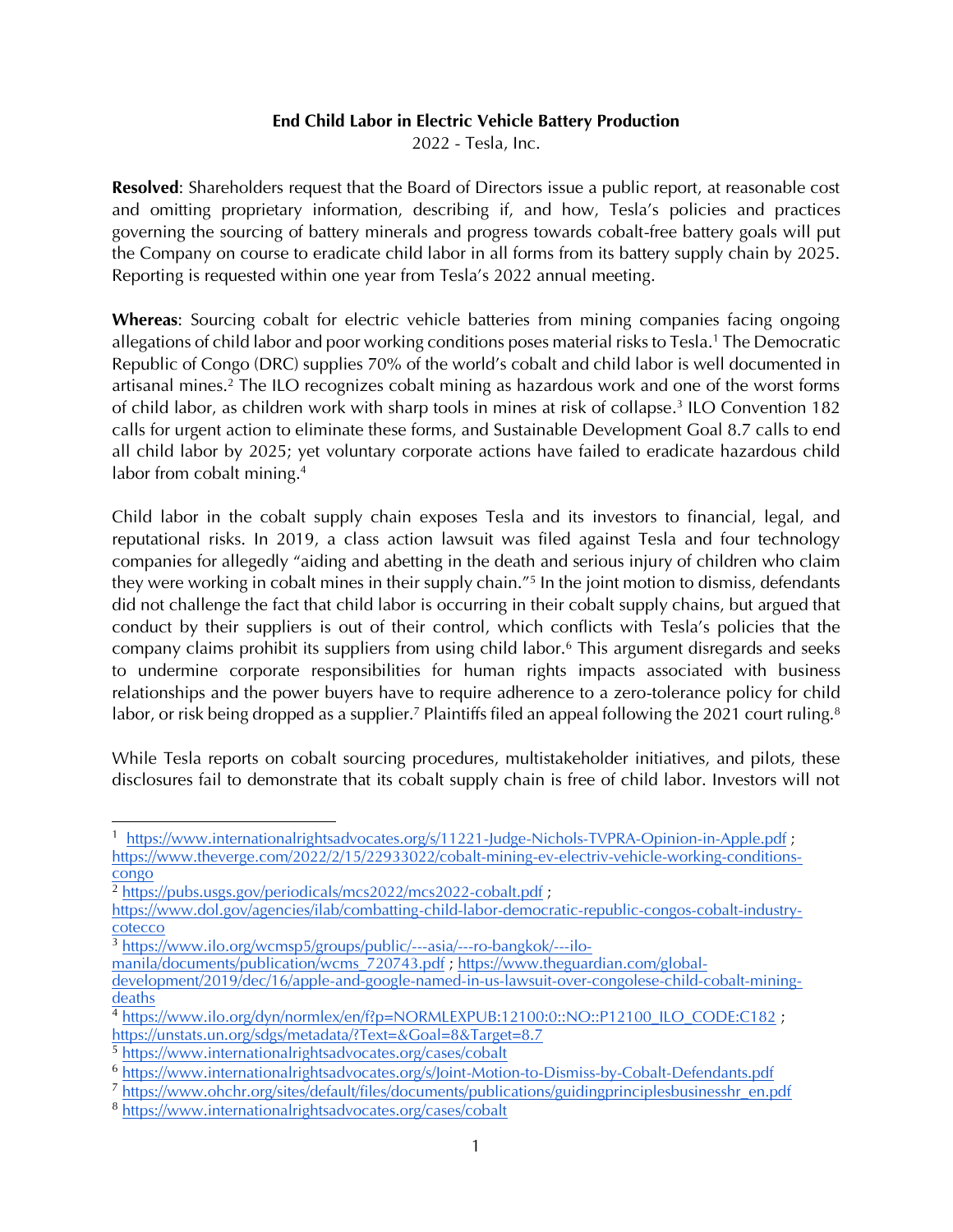**End Child Labor in Electric Vehicle Battery Production**

2022 - Tesla, Inc.

**Resolved**: Shareholders request that the Board of Directors issue a public report, at reasonable cost and omitting proprietary information, describing if, and how, Tesla's policies and practices governing the sourcing of battery minerals and progress towards cobalt-free battery goals will put the Company on course to eradicate child labor in all forms from its battery supply chain by 2025. Reporting is requested within one year from Tesla's 2022 annual meeting.

**Whereas**: Sourcing cobalt for electric vehicle batteries from mining companies facing ongoing allegations of child labor and poor working conditions poses material risks to Tesla.[1] The Democratic Republic of Congo (DRC) supplies 70% of the world's cobalt and child labor is well documented in artisanal mines.[2] The ILO recognizes cobalt mining as hazardous work and one of the worst forms of child labor, as children work with sharp tools in mines at risk of collapse.[3] ILO Convention 182 calls for urgent action to eliminate these forms, and Sustainable Development Goal 8.7 calls to end all child labor by 2025; yet voluntary corporate actions have failed to eradicate hazardous child labor from cobalt mining.[4]

Child labor in the cobalt supply chain exposes Tesla and its investors to financial, legal, and reputational risks. In 2019, a class action lawsuit was filed against Tesla and four technology companies for allegedly "aiding and abetting in the death and serious injury of children who claim they were working in cobalt mines in their supply chain."[5] In the joint motion to dismiss, defendants did not challenge the fact that child labor is occurring in their cobalt supply chains, but argued that conduct by their suppliers is out of their control, which conflicts with Tesla's policies that the company claims prohibit its suppliers from using child labor.[6] This argument disregards and seeks to undermine corporate responsibilities for human rights impacts associated with business relationships and the power buyers have to require adherence to a zero-tolerance policy for child labor, or risk being dropped as a supplier.[7] Plaintiffs filed an appeal following the 2021 court ruling.[8]

While Tesla reports on cobalt sourcing procedures, multistakeholder initiatives, and pilots, these disclosures fail to demonstrate that its cobalt supply chain is free of child labor. Investors will not

---

[1] https://www.internationalrightsadvocates.org/s/11221-Judge-Nichols-TVPRA-Opinion-in-Apple.pdf ; https://www.theverge.com/2022/2/15/22933022/cobalt-mining-ev-electriv-vehicle-working-conditions-congo

[2] https://pubs.usgs.gov/periodicals/mcs2022/mcs2022-cobalt.pdf ; https://www.dol.gov/agencies/ilab/combatting-child-labor-democratic-republic-congos-cobalt-industry-cotecco

[3] https://www.ilo.org/wcmsp5/groups/public/---asia/---ro-bangkok/---ilo-manila/documents/publication/wcms_720743.pdf ; https://www.theguardian.com/global-development/2019/dec/16/apple-and-google-named-in-us-lawsuit-over-congolese-child-cobalt-mining-deaths

[4] https://www.ilo.org/dyn/normlex/en/f?p=NORMLEXPUB:12100:0::NO::P12100_ILO_CODE:C182 ; https://unstats.un.org/sdgs/metadata/?Text=&Goal=8&Target=8.7

[5] https://www.internationalrightsadvocates.org/cases/cobalt

[6] https://www.internationalrightsadvocates.org/s/Joint-Motion-to-Dismiss-by-Cobalt-Defendants.pdf

[7] https://www.ohchr.org/sites/default/files/documents/publications/guidingprinciplesbusinesshr_en.pdf

[8] https://www.internationalrightsadvocates.org/cases/cobalt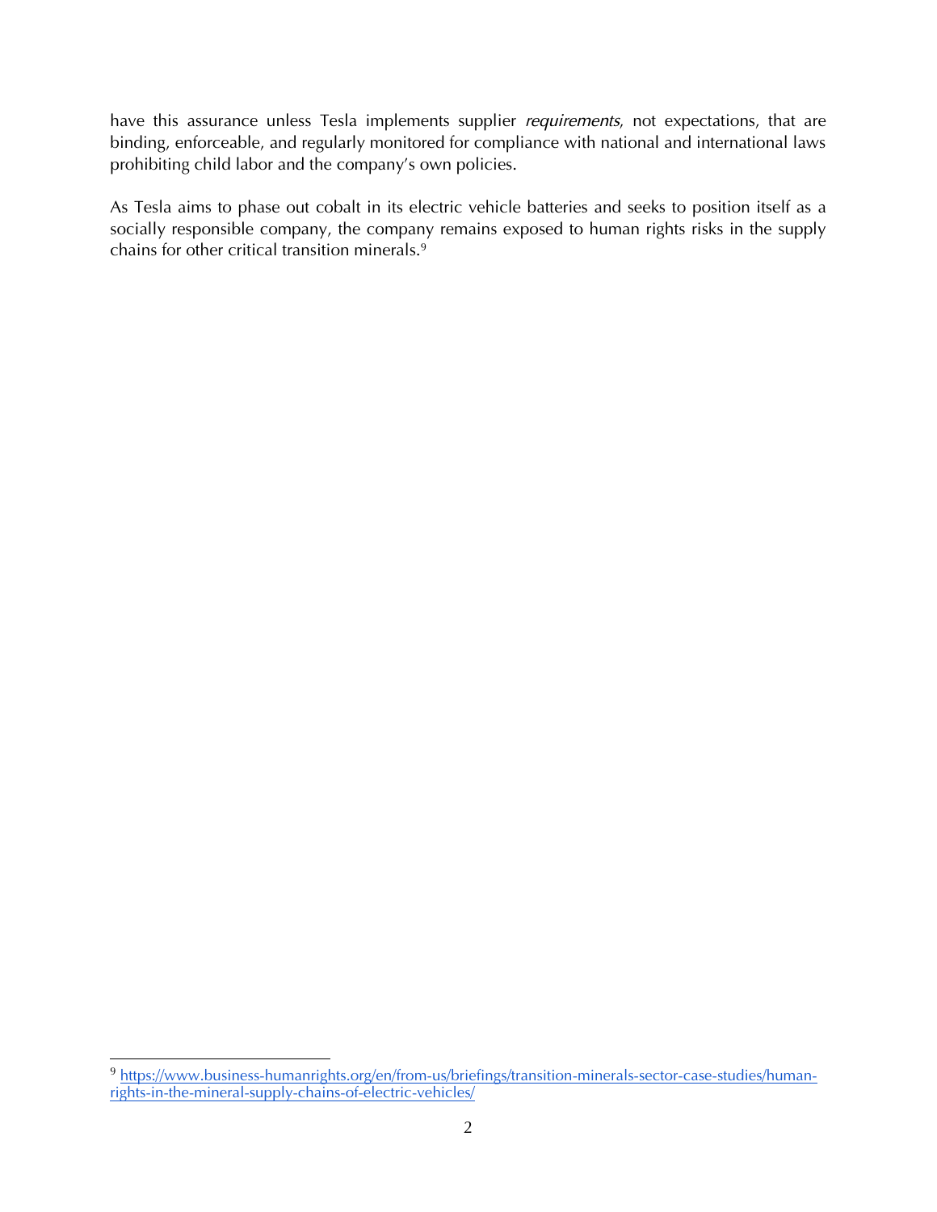have this assurance unless Tesla implements supplier *requirements*, not expectations, that are binding, enforceable, and regularly monitored for compliance with national and international laws prohibiting child labor and the company's own policies.

As Tesla aims to phase out cobalt in its electric vehicle batteries and seeks to position itself as a socially responsible company, the company remains exposed to human rights risks in the supply chains for other critical transition minerals.[9]

---

[9] https://www.business-humanrights.org/en/from-us/briefings/transition-minerals-sector-case-studies/human-rights-in-the-mineral-supply-chains-of-electric-vehicles/